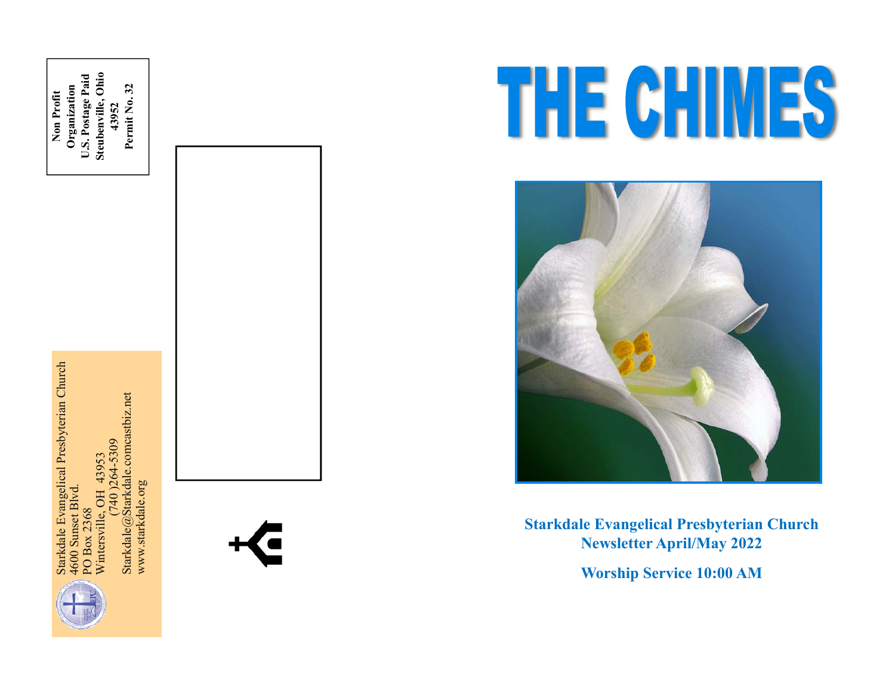Non Profit
Organization
U.S. Postage Paid
Steubenville, Ohio
43952
Permit No. 32

Starkdale Evangelical Presbyterian Church
4600 Sunset Blvd.
PO Box 2368
Wintersville, OH 43953
(740 )264-5309
Starkdale@Starkdale.comcastbiz.net
www.starkdale.org

# THE CHIMES

**Starkdale Evangelical Presbyterian Church**
**Newsletter April/May 2022**

**Worship Service 10:00 AM**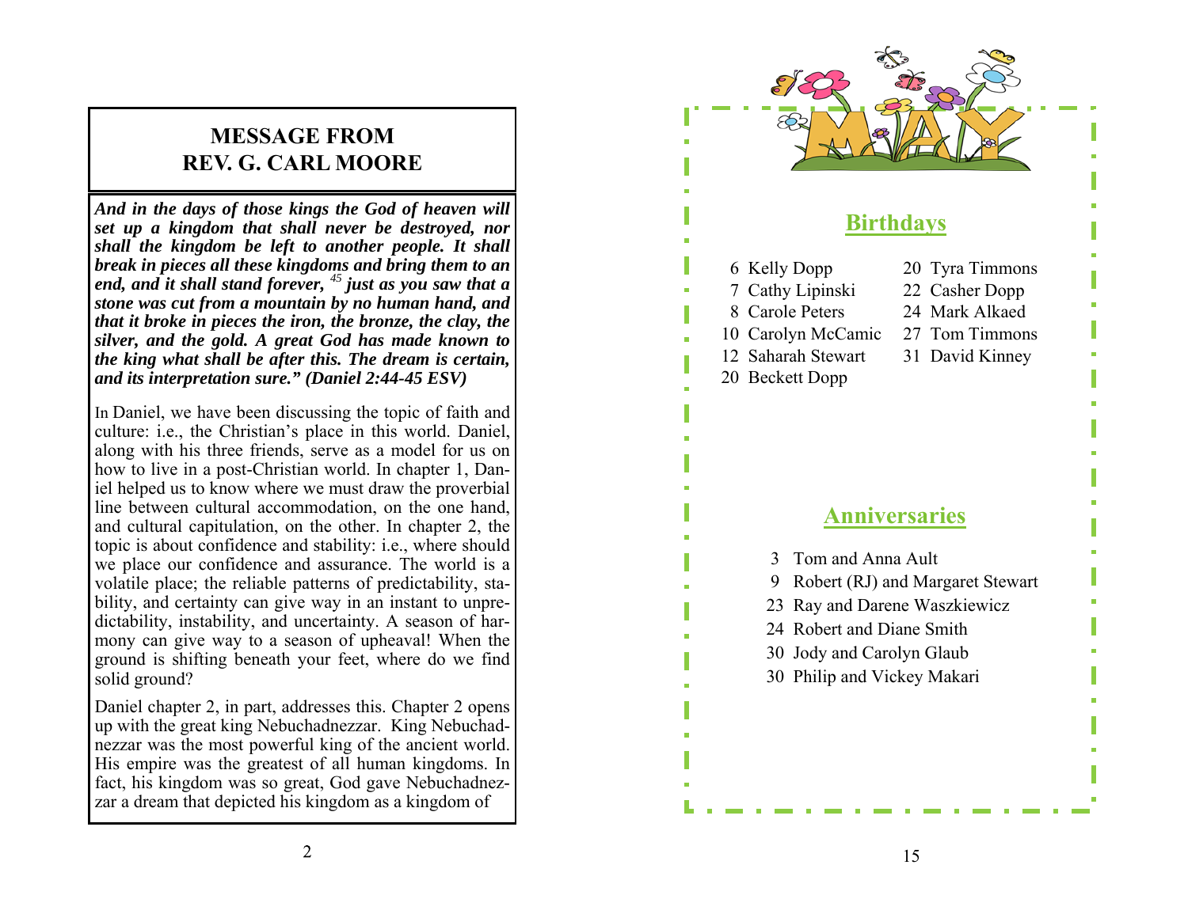## MESSAGE FROM REV. G. CARL MOORE

***And in the days of those kings the God of heaven will set up a kingdom that shall never be destroyed, nor shall the kingdom be left to another people. It shall break in pieces all these kingdoms and bring them to an end, and it shall stand forever,*** [45] ***just as you saw that a stone was cut from a mountain by no human hand, and that it broke in pieces the iron, the bronze, the clay, the silver, and the gold. A great God has made known to the king what shall be after this. The dream is certain, and its interpretation sure." (Daniel 2:44-45 ESV)***

In Daniel, we have been discussing the topic of faith and culture: i.e., the Christian's place in this world. Daniel, along with his three friends, serve as a model for us on how to live in a post-Christian world. In chapter 1, Daniel helped us to know where we must draw the proverbial line between cultural accommodation, on the one hand, and cultural capitulation, on the other. In chapter 2, the topic is about confidence and stability: i.e., where should we place our confidence and assurance. The world is a volatile place; the reliable patterns of predictability, stability, and certainty can give way in an instant to unpredictability, instability, and uncertainty. A season of harmony can give way to a season of upheaval! When the ground is shifting beneath your feet, where do we find solid ground?

Daniel chapter 2, in part, addresses this. Chapter 2 opens up with the great king Nebuchadnezzar. King Nebuchadnezzar was the most powerful king of the ancient world. His empire was the greatest of all human kingdoms. In fact, his kingdom was so great, God gave Nebuchadnezzar a dream that depicted his kingdom as a kingdom of

# MAY

## Birthdays

6 Kelly Dopp
7 Cathy Lipinski
8 Carole Peters
10 Carolyn McCamic
12 Saharah Stewart
20 Beckett Dopp
20 Tyra Timmons
22 Casher Dopp
24 Mark Alkaed
27 Tom Timmons
31 David Kinney

## Anniversaries

3 Tom and Anna Ault
9 Robert (RJ) and Margaret Stewart
23 Ray and Darene Waszkiewicz
24 Robert and Diane Smith
30 Jody and Carolyn Glaub
30 Philip and Vickey Makari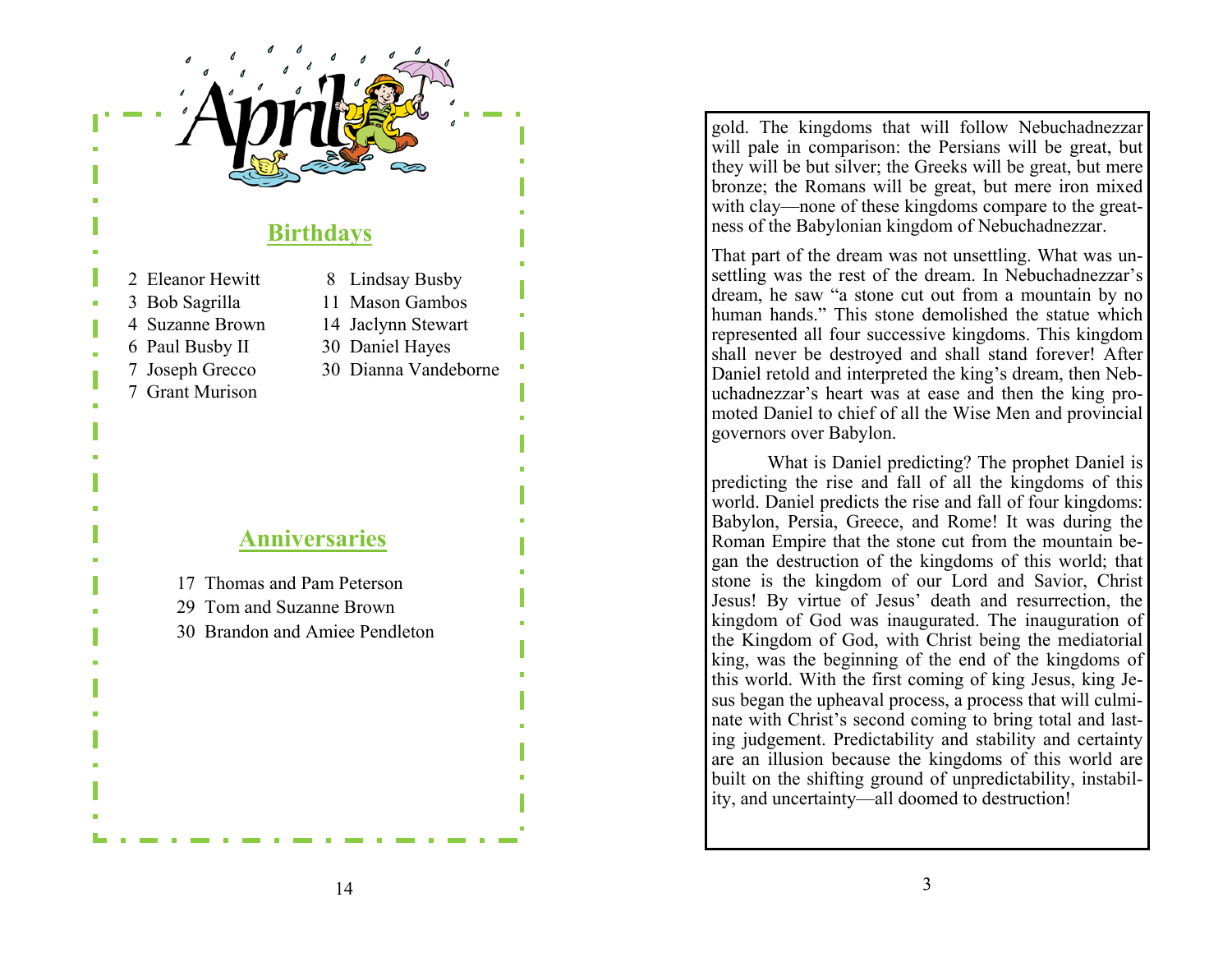# April

## Birthdays

2 Eleanor Hewitt
3 Bob Sagrilla
4 Suzanne Brown
6 Paul Busby II
7 Joseph Grecco
7 Grant Murison
8 Lindsay Busby
11 Mason Gambos
14 Jaclynn Stewart
30 Daniel Hayes
30 Dianna Vandeborne

## Anniversaries

17 Thomas and Pam Peterson
29 Tom and Suzanne Brown
30 Brandon and Amiee Pendleton

---

gold. The kingdoms that will follow Nebuchadnezzar will pale in comparison: the Persians will be great, but they will be but silver; the Greeks will be great, but mere bronze; the Romans will be great, but mere iron mixed with clay—none of these kingdoms compare to the greatness of the Babylonian kingdom of Nebuchadnezzar.

That part of the dream was not unsettling. What was unsettling was the rest of the dream. In Nebuchadnezzar's dream, he saw "a stone cut out from a mountain by no human hands." This stone demolished the statue which represented all four successive kingdoms. This kingdom shall never be destroyed and shall stand forever! After Daniel retold and interpreted the king's dream, then Nebuchadnezzar's heart was at ease and then the king promoted Daniel to chief of all the Wise Men and provincial governors over Babylon.

What is Daniel predicting? The prophet Daniel is predicting the rise and fall of all the kingdoms of this world. Daniel predicts the rise and fall of four kingdoms: Babylon, Persia, Greece, and Rome! It was during the Roman Empire that the stone cut from the mountain began the destruction of the kingdoms of this world; that stone is the kingdom of our Lord and Savior, Christ Jesus! By virtue of Jesus' death and resurrection, the kingdom of God was inaugurated. The inauguration of the Kingdom of God, with Christ being the mediatorial king, was the beginning of the end of the kingdoms of this world. With the first coming of king Jesus, king Jesus began the upheaval process, a process that will culminate with Christ's second coming to bring total and lasting judgement. Predictability and stability and certainty are an illusion because the kingdoms of this world are built on the shifting ground of unpredictability, instability, and uncertainty—all doomed to destruction!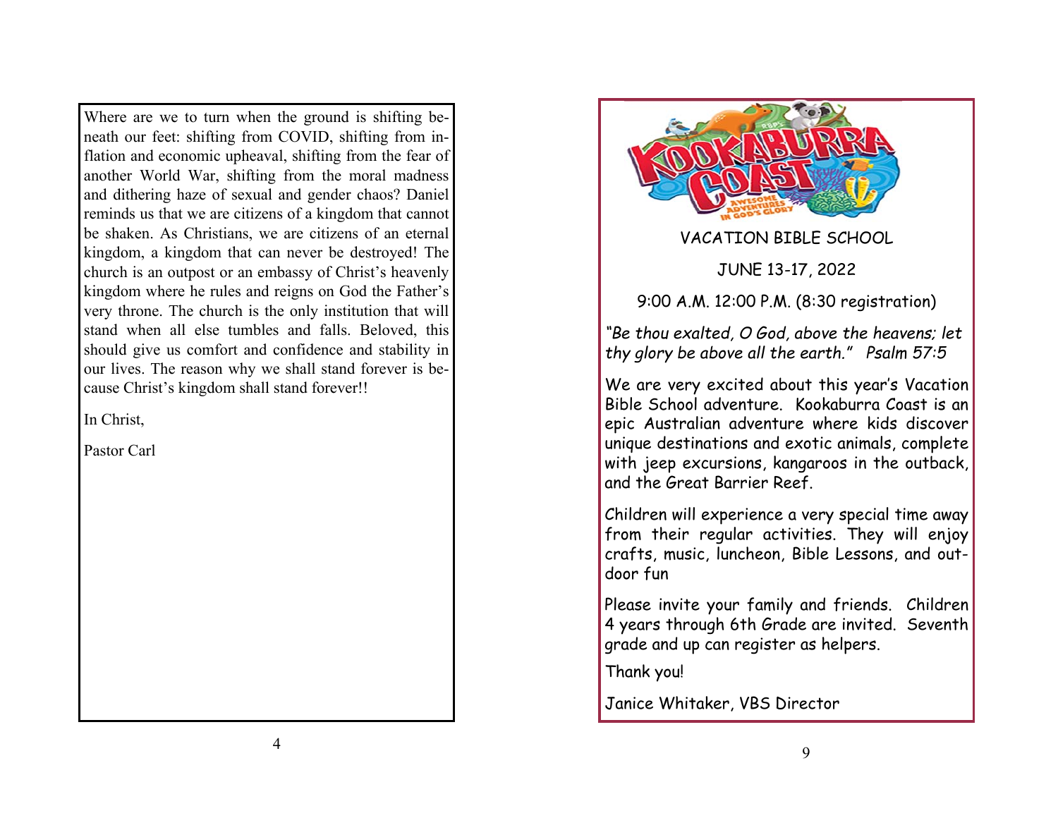Where are we to turn when the ground is shifting beneath our feet: shifting from COVID, shifting from inflation and economic upheaval, shifting from the fear of another World War, shifting from the moral madness and dithering haze of sexual and gender chaos? Daniel reminds us that we are citizens of a kingdom that cannot be shaken. As Christians, we are citizens of an eternal kingdom, a kingdom that can never be destroyed! The church is an outpost or an embassy of Christ's heavenly kingdom where he rules and reigns on God the Father's very throne. The church is the only institution that will stand when all else tumbles and falls. Beloved, this should give us comfort and confidence and stability in our lives. The reason why we shall stand forever is because Christ's kingdom shall stand forever!!

In Christ,

Pastor Carl

KOOKABURRA COAST

AWESOME ADVENTURES IN GOD'S GLORY

VACATION BIBLE SCHOOL

JUNE 13-17, 2022

9:00 A.M. 12:00 P.M. (8:30 registration)

*"Be thou exalted, O God, above the heavens; let thy glory be above all the earth." Psalm 57:5*

We are very excited about this year's Vacation Bible School adventure. Kookaburra Coast is an epic Australian adventure where kids discover unique destinations and exotic animals, complete with jeep excursions, kangaroos in the outback, and the Great Barrier Reef.

Children will experience a very special time away from their regular activities. They will enjoy crafts, music, luncheon, Bible Lessons, and outdoor fun

Please invite your family and friends. Children 4 years through 6th Grade are invited. Seventh grade and up can register as helpers.

Thank you!

Janice Whitaker, VBS Director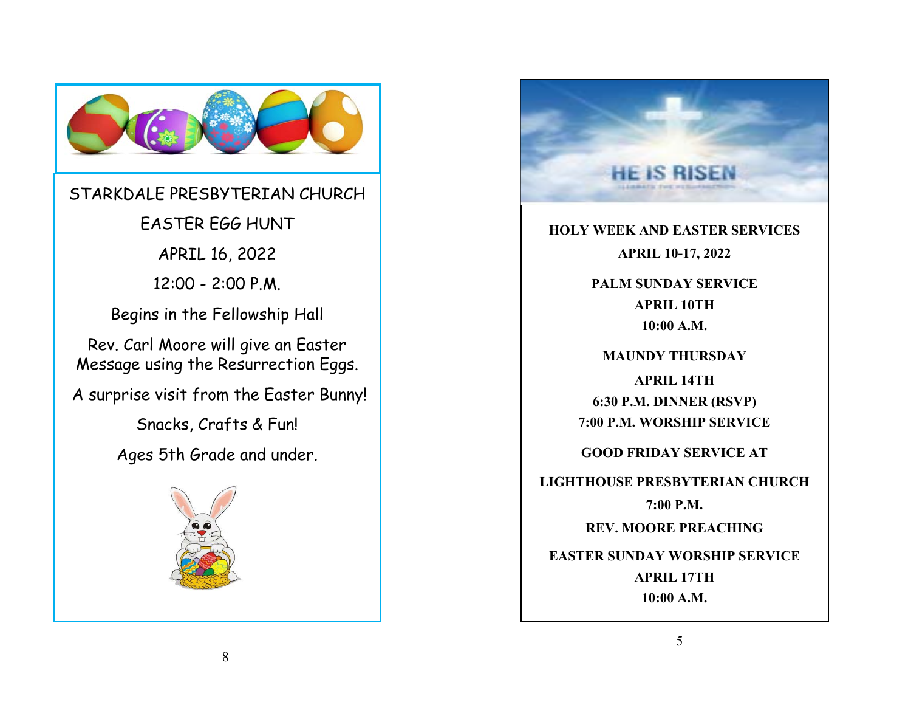STARKDALE PRESBYTERIAN CHURCH

EASTER EGG HUNT

APRIL 16, 2022

12:00 - 2:00 P.M.

Begins in the Fellowship Hall

Rev. Carl Moore will give an Easter Message using the Resurrection Eggs.

A surprise visit from the Easter Bunny!

Snacks, Crafts & Fun!

Ages 5th Grade and under.

HE IS RISEN

**HOLY WEEK AND EASTER SERVICES**

**APRIL 10-17, 2022**

**PALM SUNDAY SERVICE**
**APRIL 10TH**
**10:00 A.M.**

**MAUNDY THURSDAY**

**APRIL 14TH**
**6:30 P.M. DINNER (RSVP)**
**7:00 P.M. WORSHIP SERVICE**

**GOOD FRIDAY SERVICE AT**

**LIGHTHOUSE PRESBYTERIAN CHURCH**

**7:00 P.M.**

**REV. MOORE PREACHING**

**EASTER SUNDAY WORSHIP SERVICE**
**APRIL 17TH**
**10:00 A.M.**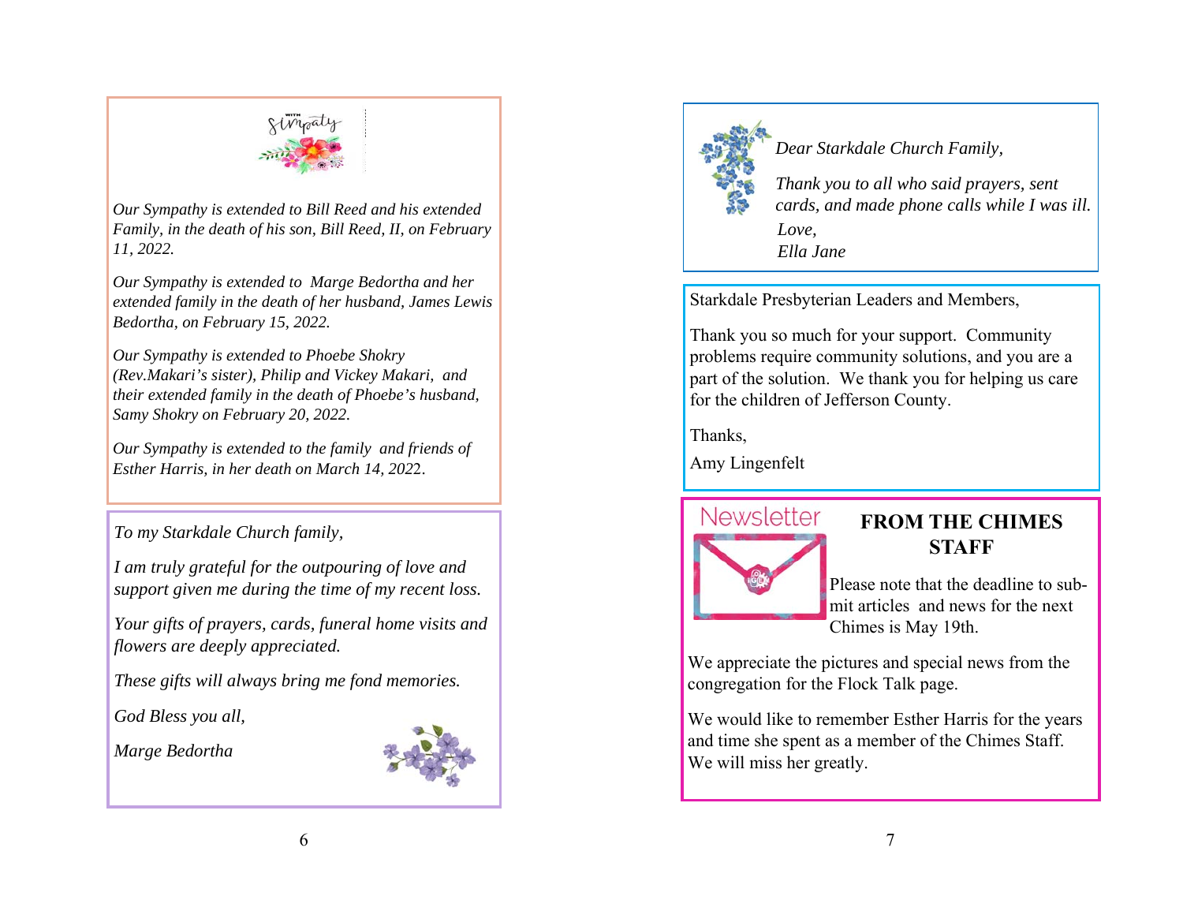*Our Sympathy is extended to Bill Reed and his extended Family, in the death of his son, Bill Reed, II, on February 11, 2022.*

*Our Sympathy is extended to Marge Bedortha and her extended family in the death of her husband, James Lewis Bedortha, on February 15, 2022.*

*Our Sympathy is extended to Phoebe Shokry (Rev.Makari's sister), Philip and Vickey Makari, and their extended family in the death of Phoebe's husband, Samy Shokry on February 20, 2022.*

*Our Sympathy is extended to the family and friends of Esther Harris, in her death on March 14, 2022.*

---

*To my Starkdale Church family,*

*I am truly grateful for the outpouring of love and support given me during the time of my recent loss.*

*Your gifts of prayers, cards, funeral home visits and flowers are deeply appreciated.*

*These gifts will always bring me fond memories.*

*God Bless you all,*

*Marge Bedortha*

---

*Dear Starkdale Church Family,*

*Thank you to all who said prayers, sent cards, and made phone calls while I was ill.*

*Love,*
*Ella Jane*

---

Starkdale Presbyterian Leaders and Members,

Thank you so much for your support. Community problems require community solutions, and you are a part of the solution. We thank you for helping us care for the children of Jefferson County.

Thanks,

Amy Lingenfelt

---

## FROM THE CHIMES STAFF

Please note that the deadline to submit articles and news for the next Chimes is May 19th.

We appreciate the pictures and special news from the congregation for the Flock Talk page.

We would like to remember Esther Harris for the years and time she spent as a member of the Chimes Staff. We will miss her greatly.